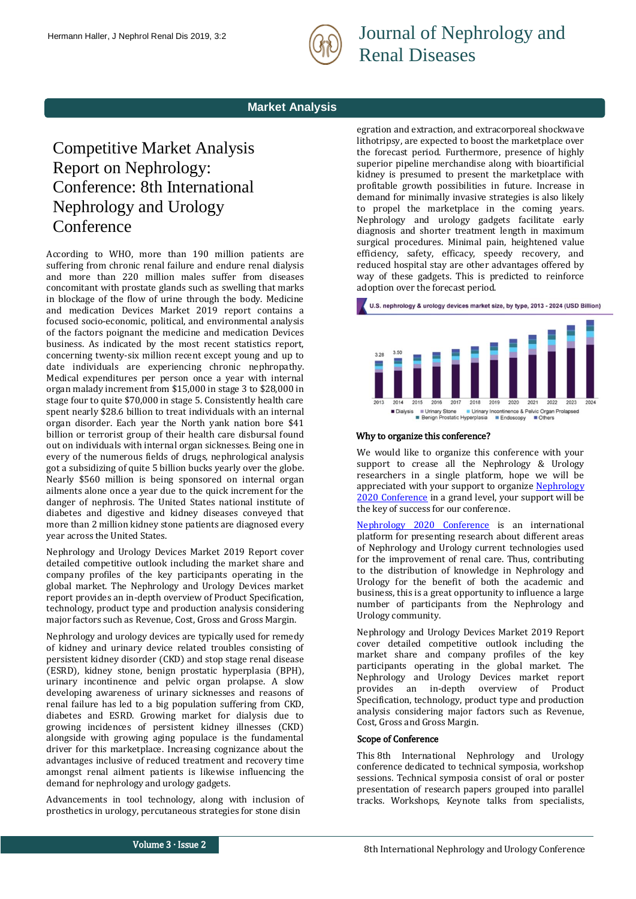Market Analysis

# Competitive Market Analysis Report on Nephrology: Conference: 8th International Nephrology and Urology Conference

According to WHO, more than 190 million patients are suffering from chronic renal failure and endure renal dialysis and more than 220 million males suffer from diseases concomitant with prostate glands such as swelling that marks in blockage of the flow of urine through the body. Medicine and medication Devices Market 2019 report contains a focused socio-economic, political, and environmental analysis of the factors poignant the medicine and medication Devices business. As indicated by the most recent statistics report, concerning twenty-six million recent except young and up to date individuals are experiencing chronic nephropathy. Medical expenditures per person once a year with internal organ malady increment from $15,000 in stage 3 to $28,000 in stage four to quite $70,000 in stage 5. Consistently health care spent nearly $28.6 billion to treat individuals with an internal organ disorder. Each year the North yank nation bore $41 billion or terrorist group of their health care disbursal found out on individuals with internal organ sicknesses. Being one in every of the numerous fields of drugs, nephrological analysis got a subsidizing of quite 5 billion bucks yearly over the globe. Nearly $560 million is being sponsored on internal organ ailments alone once a year due to the quick increment for the danger of nephrosis. The United States national institute of diabetes and digestive and kidney diseases conveyed that more than 2 million kidney stone patients are diagnosed every year across the United States.

Nephrology and Urology Devices Market 2019 Report cover detailed competitive outlook including the market share and company profiles of the key participants operating in the global market. The Nephrology and Urology Devices market report provides an in-depth overview of Product Specification, technology, product type and production analysis considering major factors such as Revenue, Cost, Gross and Gross Margin.

Nephrology and urology devices are typically used for remedy of kidney and urinary device related troubles consisting of persistent kidney disorder (CKD) and stop stage renal disease (ESRD), kidney stone, benign prostatic hyperplasia (BPH), urinary incontinence and pelvic organ prolapse. A slow developing awareness of urinary sicknesses and reasons of renal failure has led to a big population suffering from CKD, diabetes and ESRD. Growing market for dialysis due to growing incidences of persistent kidney illnesses (CKD) alongside with growing aging populace is the fundamental driver for this marketplace. Increasing cognizance about the advantages inclusive of reduced treatment and recovery time amongst renal ailment patients is likewise influencing the demand for nephrology and urology gadgets.

Advancements in tool technology, along with inclusion of prosthetics in urology, percutaneous strategies for stone disintegration and extraction, and extracorporeal shockwave lithotripsy, are expected to boost the marketplace over the forecast period. Furthermore, presence of highly superior pipeline merchandise along with bioartificial kidney is presumed to present the marketplace with profitable growth possibilities in future. Increase in demand for minimally invasive strategies is also likely to propel the marketplace in the coming years. Nephrology and urology gadgets facilitate early diagnosis and shorter treatment length in maximum surgical procedures. Minimal pain, heightened value efficiency, safety, efficacy, speedy recovery, and reduced hospital stay are other advantages offered by way of these gadgets. This is predicted to reinforce adoption over the forecast period.

U.S. nephrology & urology devices market size, by type, 2013 - 2024 (USD Billion)

### Why to organize this conference?

We would like to organize this conference with your support to crease all the Nephrology & Urology researchers in a single platform, hope we will be appreciated with your support to organize [Nephrology 2020 Conference] in a grand level, your support will be the key of success for our conference.

[Nephrology 2020 Conference] is an international platform for presenting research about different areas of Nephrology and Urology current technologies used for the improvement of renal care. Thus, contributing to the distribution of knowledge in Nephrology and Urology for the benefit of both the academic and business, this is a great opportunity to influence a large number of participants from the Nephrology and Urology community.

Nephrology and Urology Devices Market 2019 Report cover detailed competitive outlook including the market share and company profiles of the key participants operating in the global market. The Nephrology and Urology Devices market report provides an in-depth overview of Product Specification, technology, product type and production analysis considering major factors such as Revenue, Cost, Gross and Gross Margin.

### Scope of Conference

This 8th International Nephrology and Urology conference dedicated to technical symposia, workshop sessions. Technical symposia consist of oral or poster presentation of research papers grouped into parallel tracks. Workshops, Keynote talks from specialists,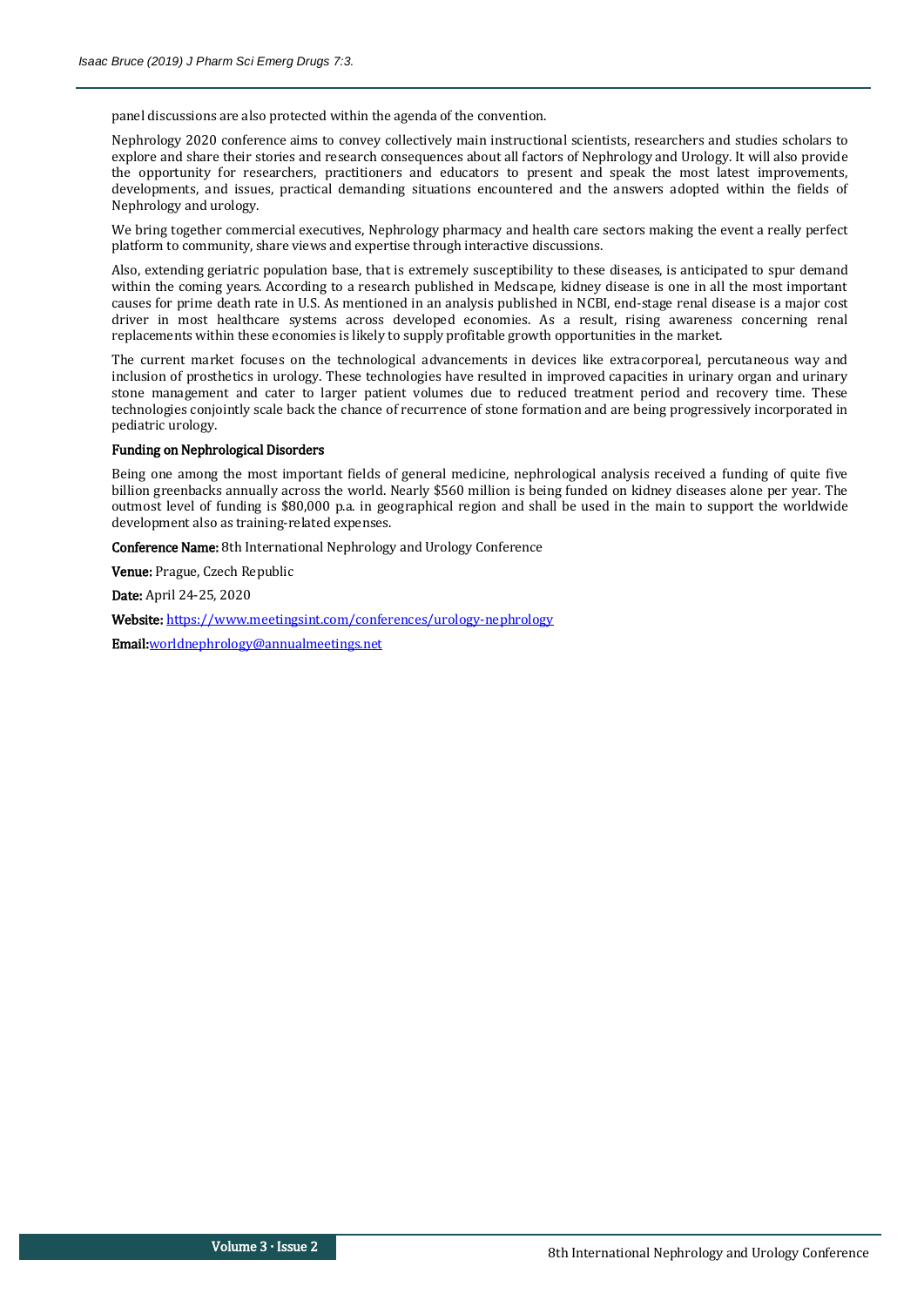panel discussions are also protected within the agenda of the convention.

Nephrology 2020 conference aims to convey collectively main instructional scientists, researchers and studies scholars to explore and share their stories and research consequences about all factors of Nephrology and Urology. It will also provide the opportunity for researchers, practitioners and educators to present and speak the most latest improvements, developments, and issues, practical demanding situations encountered and the answers adopted within the fields of Nephrology and urology.

We bring together commercial executives, Nephrology pharmacy and health care sectors making the event a really perfect platform to community, share views and expertise through interactive discussions.

Also, extending geriatric population base, that is extremely susceptibility to these diseases, is anticipated to spur demand within the coming years. According to a research published in Medscape, kidney disease is one in all the most important causes for prime death rate in U.S. As mentioned in an analysis published in NCBI, end-stage renal disease is a major cost driver in most healthcare systems across developed economies. As a result, rising awareness concerning renal replacements within these economies is likely to supply profitable growth opportunities in the market.

The current market focuses on the technological advancements in devices like extracorporeal, percutaneous way and inclusion of prosthetics in urology. These technologies have resulted in improved capacities in urinary organ and urinary stone management and cater to larger patient volumes due to reduced treatment period and recovery time. These technologies conjointly scale back the chance of recurrence of stone formation and are being progressively incorporated in pediatric urology.

**Funding on Nephrological Disorders**

Being one among the most important fields of general medicine, nephrological analysis received a funding of quite five billion greenbacks annually across the world. Nearly $560 million is being funded on kidney diseases alone per year. The outmost level of funding is $80,000 p.a. in geographical region and shall be used in the main to support the worldwide development also as training-related expenses.

**Conference Name:** 8th International Nephrology and Urology Conference

**Venue:** Prague, Czech Republic

**Date:** April 24-25, 2020

**Website:** https://www.meetingsint.com/conferences/urology-nephrology

**Email:**worldnephrology@annualmeetings.net